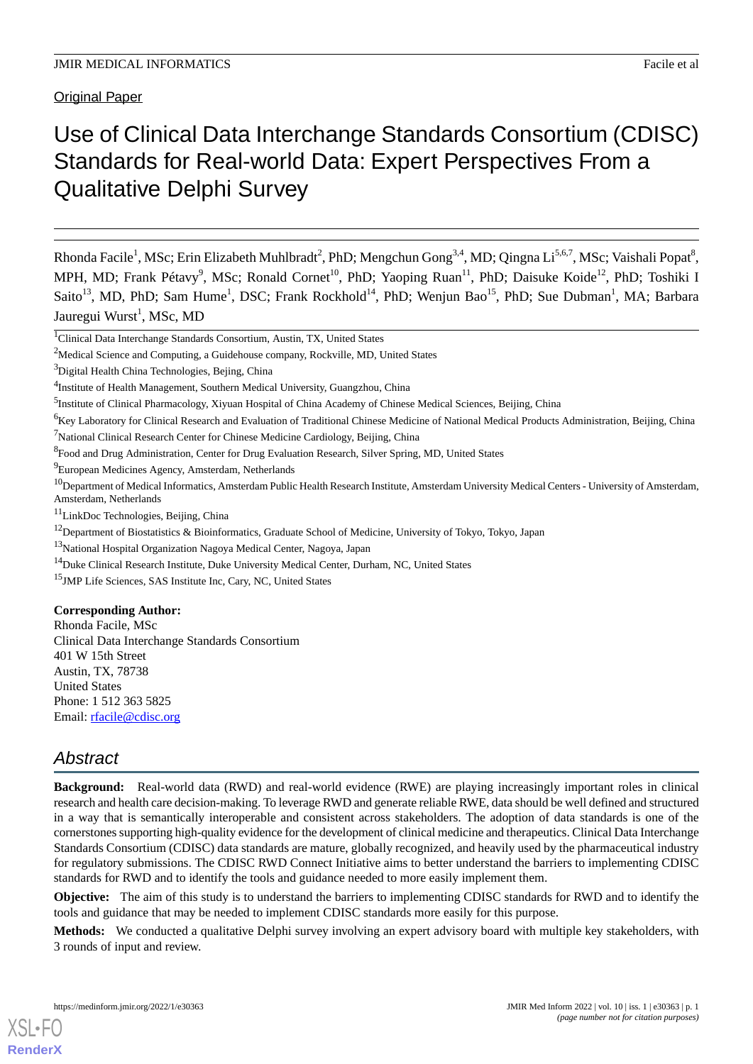Original Paper

# Use of Clinical Data Interchange Standards Consortium (CDISC) Standards for Real-world Data: Expert Perspectives From a Qualitative Delphi Survey

Rhonda Facile[1], MSc; Erin Elizabeth Muhlbradt[2], PhD; Mengchun Gong[3,4], MD; Qingna Li[5,6,7], MSc; Vaishali Popat[8], MPH, MD; Frank Pétavy[9], MSc; Ronald Cornet[10], PhD; Yaoping Ruan[11], PhD; Daisuke Koide[12], PhD; Toshiki I Saito[13], MD, PhD; Sam Hume[1], DSC; Frank Rockhold[14], PhD; Wenjun Bao[15], PhD; Sue Dubman[1], MA; Barbara Jauregui Wurst[1], MSc, MD

[1]Clinical Data Interchange Standards Consortium, Austin, TX, United States

[2]Medical Science and Computing, a Guidehouse company, Rockville, MD, United States

[3]Digital Health China Technologies, Bejing, China

[4]Institute of Health Management, Southern Medical University, Guangzhou, China

[5]Institute of Clinical Pharmacology, Xiyuan Hospital of China Academy of Chinese Medical Sciences, Beijing, China

[6]Key Laboratory for Clinical Research and Evaluation of Traditional Chinese Medicine of National Medical Products Administration, Beijing, China

[7]National Clinical Research Center for Chinese Medicine Cardiology, Beijing, China

[8]Food and Drug Administration, Center for Drug Evaluation Research, Silver Spring, MD, United States

[9]European Medicines Agency, Amsterdam, Netherlands

[10]Department of Medical Informatics, Amsterdam Public Health Research Institute, Amsterdam University Medical Centers - University of Amsterdam, Amsterdam, Netherlands

[11]LinkDoc Technologies, Beijing, China

[12]Department of Biostatistics & Bioinformatics, Graduate School of Medicine, University of Tokyo, Tokyo, Japan

[13]National Hospital Organization Nagoya Medical Center, Nagoya, Japan

[14]Duke Clinical Research Institute, Duke University Medical Center, Durham, NC, United States

[15]JMP Life Sciences, SAS Institute Inc, Cary, NC, United States

**Corresponding Author:**
Rhonda Facile, MSc
Clinical Data Interchange Standards Consortium
401 W 15th Street
Austin, TX, 78738
United States
Phone: 1 512 363 5825
Email: rfacile@cdisc.org

## *Abstract*

**Background:** Real-world data (RWD) and real-world evidence (RWE) are playing increasingly important roles in clinical research and health care decision-making. To leverage RWD and generate reliable RWE, data should be well defined and structured in a way that is semantically interoperable and consistent across stakeholders. The adoption of data standards is one of the cornerstones supporting high-quality evidence for the development of clinical medicine and therapeutics. Clinical Data Interchange Standards Consortium (CDISC) data standards are mature, globally recognized, and heavily used by the pharmaceutical industry for regulatory submissions. The CDISC RWD Connect Initiative aims to better understand the barriers to implementing CDISC standards for RWD and to identify the tools and guidance needed to more easily implement them.

**Objective:** The aim of this study is to understand the barriers to implementing CDISC standards for RWD and to identify the tools and guidance that may be needed to implement CDISC standards more easily for this purpose.

**Methods:** We conducted a qualitative Delphi survey involving an expert advisory board with multiple key stakeholders, with 3 rounds of input and review.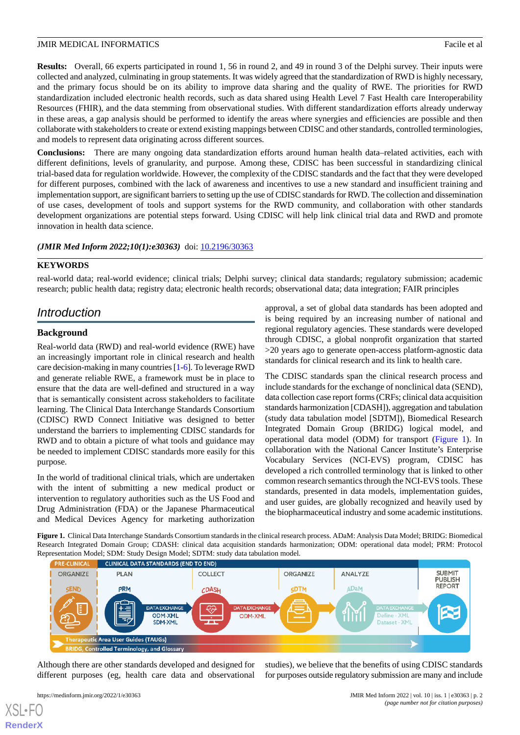**Results:** Overall, 66 experts participated in round 1, 56 in round 2, and 49 in round 3 of the Delphi survey. Their inputs were collected and analyzed, culminating in group statements. It was widely agreed that the standardization of RWD is highly necessary, and the primary focus should be on its ability to improve data sharing and the quality of RWE. The priorities for RWD standardization included electronic health records, such as data shared using Health Level 7 Fast Health care Interoperability Resources (FHIR), and the data stemming from observational studies. With different standardization efforts already underway in these areas, a gap analysis should be performed to identify the areas where synergies and efficiencies are possible and then collaborate with stakeholders to create or extend existing mappings between CDISC and other standards, controlled terminologies, and models to represent data originating across different sources.

**Conclusions:** There are many ongoing data standardization efforts around human health data–related activities, each with different definitions, levels of granularity, and purpose. Among these, CDISC has been successful in standardizing clinical trial-based data for regulation worldwide. However, the complexity of the CDISC standards and the fact that they were developed for different purposes, combined with the lack of awareness and incentives to use a new standard and insufficient training and implementation support, are significant barriers to setting up the use of CDISC standards for RWD. The collection and dissemination of use cases, development of tools and support systems for the RWD community, and collaboration with other standards development organizations are potential steps forward. Using CDISC will help link clinical trial data and RWD and promote innovation in health data science.

***(JMIR Med Inform 2022;10(1):e30363)*** doi: 10.2196/30363

## KEYWORDS

real-world data; real-world evidence; clinical trials; Delphi survey; clinical data standards; regulatory submission; academic research; public health data; registry data; electronic health records; observational data; data integration; FAIR principles

# Introduction

## Background

Real-world data (RWD) and real-world evidence (RWE) have an increasingly important role in clinical research and health care decision-making in many countries [1-6]. To leverage RWD and generate reliable RWE, a framework must be in place to ensure that the data are well-defined and structured in a way that is semantically consistent across stakeholders to facilitate learning. The Clinical Data Interchange Standards Consortium (CDISC) RWD Connect Initiative was designed to better understand the barriers to implementing CDISC standards for RWD and to obtain a picture of what tools and guidance may be needed to implement CDISC standards more easily for this purpose.

In the world of traditional clinical trials, which are undertaken with the intent of submitting a new medical product or intervention to regulatory authorities such as the US Food and Drug Administration (FDA) or the Japanese Pharmaceutical and Medical Devices Agency for marketing authorization approval, a set of global data standards has been adopted and is being required by an increasing number of national and regional regulatory agencies. These standards were developed through CDISC, a global nonprofit organization that started >20 years ago to generate open-access platform-agnostic data standards for clinical research and its link to health care.

The CDISC standards span the clinical research process and include standards for the exchange of nonclinical data (SEND), data collection case report forms (CRFs; clinical data acquisition standards harmonization [CDASH]), aggregation and tabulation (study data tabulation model [SDTM]), Biomedical Research Integrated Domain Group (BRIDG) logical model, and operational data model (ODM) for transport (Figure 1). In collaboration with the National Cancer Institute's Enterprise Vocabulary Services (NCI-EVS) program, CDISC has developed a rich controlled terminology that is linked to other common research semantics through the NCI-EVS tools. These standards, presented in data models, implementation guides, and user guides, are globally recognized and heavily used by the biopharmaceutical industry and some academic institutions.

**Figure 1.** Clinical Data Interchange Standards Consortium standards in the clinical research process. ADaM: Analysis Data Model; BRIDG: Biomedical Research Integrated Domain Group; CDASH: clinical data acquisition standards harmonization; ODM: operational data model; PRM: Protocol Representation Model; SDM: Study Design Model; SDTM: study data tabulation model.

Although there are other standards developed and designed for different purposes (eg, health care data and observational studies), we believe that the benefits of using CDISC standards for purposes outside regulatory submission are many and include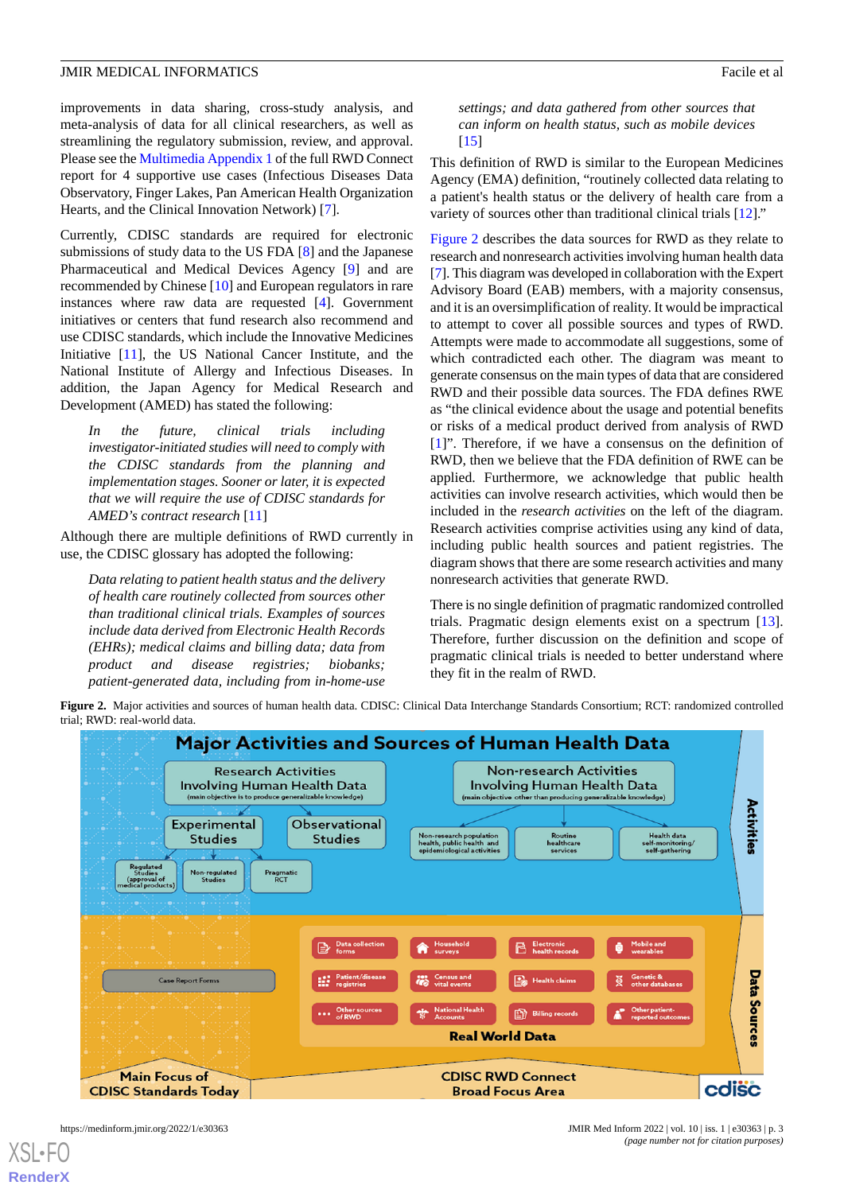improvements in data sharing, cross-study analysis, and meta-analysis of data for all clinical researchers, as well as streamlining the regulatory submission, review, and approval. Please see the Multimedia Appendix 1 of the full RWD Connect report for 4 supportive use cases (Infectious Diseases Data Observatory, Finger Lakes, Pan American Health Organization Hearts, and the Clinical Innovation Network) [7].

Currently, CDISC standards are required for electronic submissions of study data to the US FDA [8] and the Japanese Pharmaceutical and Medical Devices Agency [9] and are recommended by Chinese [10] and European regulators in rare instances where raw data are requested [4]. Government initiatives or centers that fund research also recommend and use CDISC standards, which include the Innovative Medicines Initiative [11], the US National Cancer Institute, and the National Institute of Allergy and Infectious Diseases. In addition, the Japan Agency for Medical Research and Development (AMED) has stated the following:

> *In the future, clinical trials including investigator-initiated studies will need to comply with the CDISC standards from the planning and implementation stages. Sooner or later, it is expected that we will require the use of CDISC standards for AMED's contract research* [11]

Although there are multiple definitions of RWD currently in use, the CDISC glossary has adopted the following:

> *Data relating to patient health status and the delivery of health care routinely collected from sources other than traditional clinical trials. Examples of sources include data derived from Electronic Health Records (EHRs); medical claims and billing data; data from product and disease registries; biobanks; patient-generated data, including from in-home-use settings; and data gathered from other sources that can inform on health status, such as mobile devices* [15]

This definition of RWD is similar to the European Medicines Agency (EMA) definition, "routinely collected data relating to a patient's health status or the delivery of health care from a variety of sources other than traditional clinical trials [12]."

Figure 2 describes the data sources for RWD as they relate to research and nonresearch activities involving human health data [7]. This diagram was developed in collaboration with the Expert Advisory Board (EAB) members, with a majority consensus, and it is an oversimplification of reality. It would be impractical to attempt to cover all possible sources and types of RWD. Attempts were made to accommodate all suggestions, some of which contradicted each other. The diagram was meant to generate consensus on the main types of data that are considered RWD and their possible data sources. The FDA defines RWE as "the clinical evidence about the usage and potential benefits or risks of a medical product derived from analysis of RWD [1]". Therefore, if we have a consensus on the definition of RWD, then we believe that the FDA definition of RWE can be applied. Furthermore, we acknowledge that public health activities can involve research activities, which would then be included in the *research activities* on the left of the diagram. Research activities comprise activities using any kind of data, including public health sources and patient registries. The diagram shows that there are some research activities and many nonresearch activities that generate RWD.

There is no single definition of pragmatic randomized controlled trials. Pragmatic design elements exist on a spectrum [13]. Therefore, further discussion on the definition and scope of pragmatic clinical trials is needed to better understand where they fit in the realm of RWD.

**Figure 2.** Major activities and sources of human health data. CDISC: Clinical Data Interchange Standards Consortium; RCT: randomized controlled trial; RWD: real-world data.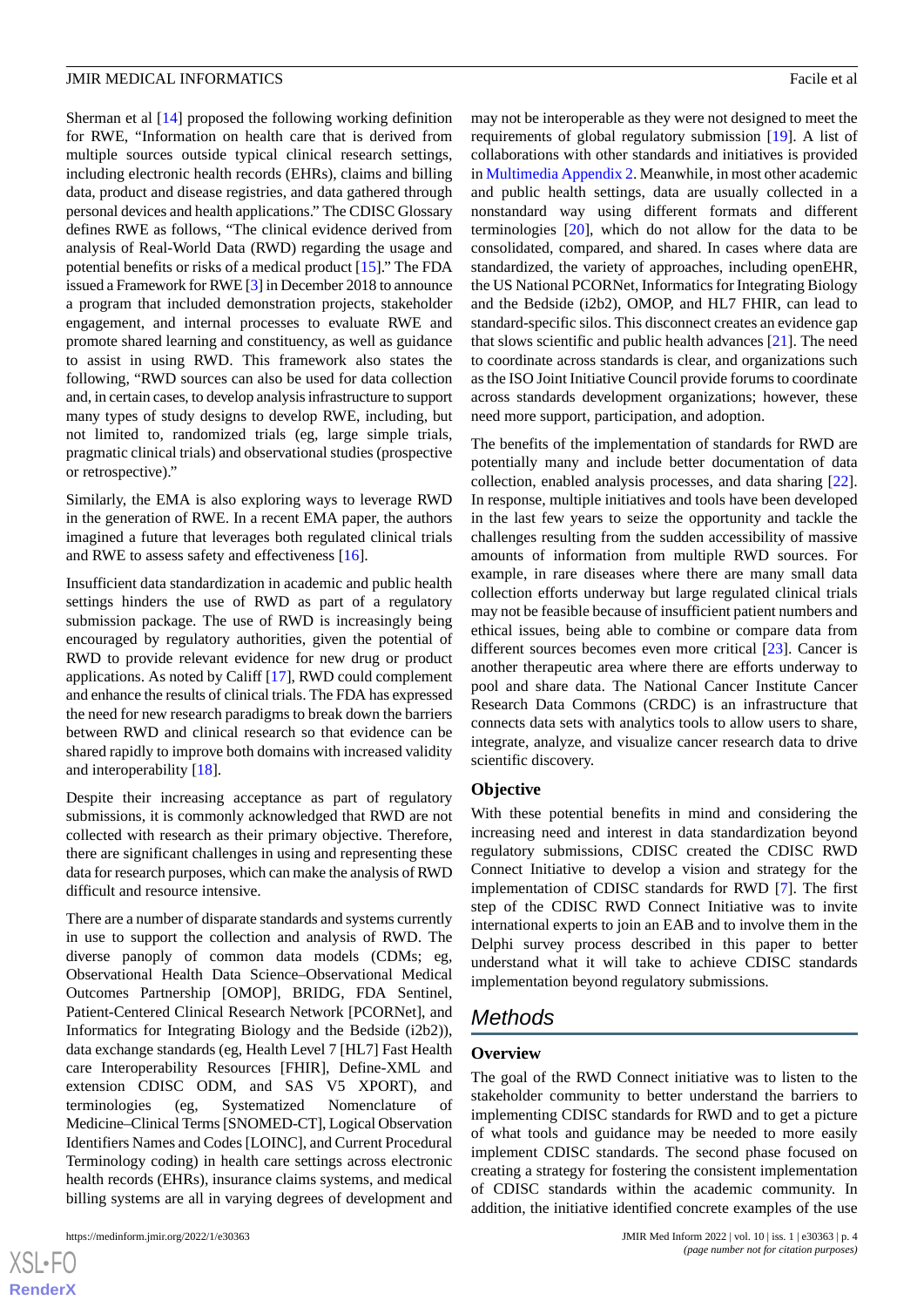Sherman et al [14] proposed the following working definition for RWE, "Information on health care that is derived from multiple sources outside typical clinical research settings, including electronic health records (EHRs), claims and billing data, product and disease registries, and data gathered through personal devices and health applications." The CDISC Glossary defines RWE as follows, "The clinical evidence derived from analysis of Real-World Data (RWD) regarding the usage and potential benefits or risks of a medical product [15]." The FDA issued a Framework for RWE [3] in December 2018 to announce a program that included demonstration projects, stakeholder engagement, and internal processes to evaluate RWE and promote shared learning and constituency, as well as guidance to assist in using RWD. This framework also states the following, "RWD sources can also be used for data collection and, in certain cases, to develop analysis infrastructure to support many types of study designs to develop RWE, including, but not limited to, randomized trials (eg, large simple trials, pragmatic clinical trials) and observational studies (prospective or retrospective)."

Similarly, the EMA is also exploring ways to leverage RWD in the generation of RWE. In a recent EMA paper, the authors imagined a future that leverages both regulated clinical trials and RWE to assess safety and effectiveness [16].

Insufficient data standardization in academic and public health settings hinders the use of RWD as part of a regulatory submission package. The use of RWD is increasingly being encouraged by regulatory authorities, given the potential of RWD to provide relevant evidence for new drug or product applications. As noted by Califf [17], RWD could complement and enhance the results of clinical trials. The FDA has expressed the need for new research paradigms to break down the barriers between RWD and clinical research so that evidence can be shared rapidly to improve both domains with increased validity and interoperability [18].

Despite their increasing acceptance as part of regulatory submissions, it is commonly acknowledged that RWD are not collected with research as their primary objective. Therefore, there are significant challenges in using and representing these data for research purposes, which can make the analysis of RWD difficult and resource intensive.

There are a number of disparate standards and systems currently in use to support the collection and analysis of RWD. The diverse panoply of common data models (CDMs; eg, Observational Health Data Science–Observational Medical Outcomes Partnership [OMOP], BRIDG, FDA Sentinel, Patient-Centered Clinical Research Network [PCORNet], and Informatics for Integrating Biology and the Bedside (i2b2)), data exchange standards (eg, Health Level 7 [HL7] Fast Health care Interoperability Resources [FHIR], Define-XML and extension CDISC ODM, and SAS V5 XPORT), and terminologies (eg, Systematized Nomenclature of Medicine–Clinical Terms [SNOMED-CT], Logical Observation Identifiers Names and Codes [LOINC], and Current Procedural Terminology coding) in health care settings across electronic health records (EHRs), insurance claims systems, and medical billing systems are all in varying degrees of development and may not be interoperable as they were not designed to meet the requirements of global regulatory submission [19]. A list of collaborations with other standards and initiatives is provided in Multimedia Appendix 2. Meanwhile, in most other academic and public health settings, data are usually collected in a nonstandard way using different formats and different terminologies [20], which do not allow for the data to be consolidated, compared, and shared. In cases where data are standardized, the variety of approaches, including openEHR, the US National PCORNet, Informatics for Integrating Biology and the Bedside (i2b2), OMOP, and HL7 FHIR, can lead to standard-specific silos. This disconnect creates an evidence gap that slows scientific and public health advances [21]. The need to coordinate across standards is clear, and organizations such as the ISO Joint Initiative Council provide forums to coordinate across standards development organizations; however, these need more support, participation, and adoption.

The benefits of the implementation of standards for RWD are potentially many and include better documentation of data collection, enabled analysis processes, and data sharing [22]. In response, multiple initiatives and tools have been developed in the last few years to seize the opportunity and tackle the challenges resulting from the sudden accessibility of massive amounts of information from multiple RWD sources. For example, in rare diseases where there are many small data collection efforts underway but large regulated clinical trials may not be feasible because of insufficient patient numbers and ethical issues, being able to combine or compare data from different sources becomes even more critical [23]. Cancer is another therapeutic area where there are efforts underway to pool and share data. The National Cancer Institute Cancer Research Data Commons (CRDC) is an infrastructure that connects data sets with analytics tools to allow users to share, integrate, analyze, and visualize cancer research data to drive scientific discovery.

### Objective

With these potential benefits in mind and considering the increasing need and interest in data standardization beyond regulatory submissions, CDISC created the CDISC RWD Connect Initiative to develop a vision and strategy for the implementation of CDISC standards for RWD [7]. The first step of the CDISC RWD Connect Initiative was to invite international experts to join an EAB and to involve them in the Delphi survey process described in this paper to better understand what it will take to achieve CDISC standards implementation beyond regulatory submissions.

## Methods

### Overview

The goal of the RWD Connect initiative was to listen to the stakeholder community to better understand the barriers to implementing CDISC standards for RWD and to get a picture of what tools and guidance may be needed to more easily implement CDISC standards. The second phase focused on creating a strategy for fostering the consistent implementation of CDISC standards within the academic community. In addition, the initiative identified concrete examples of the use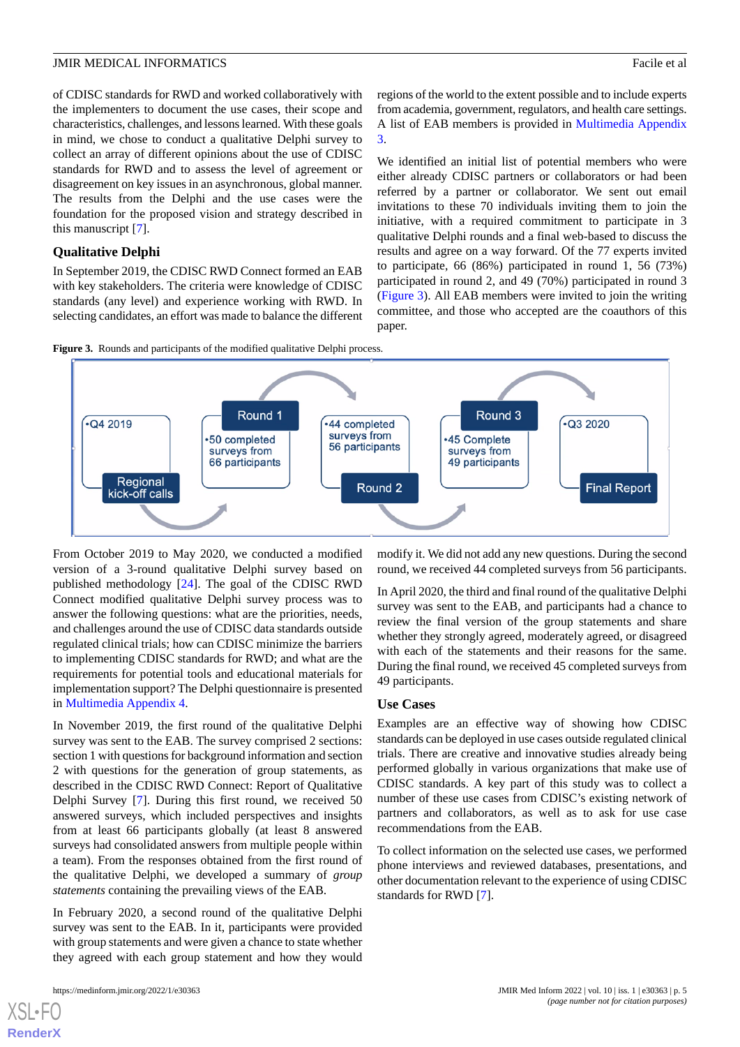of CDISC standards for RWD and worked collaboratively with the implementers to document the use cases, their scope and characteristics, challenges, and lessons learned. With these goals in mind, we chose to conduct a qualitative Delphi survey to collect an array of different opinions about the use of CDISC standards for RWD and to assess the level of agreement or disagreement on key issues in an asynchronous, global manner. The results from the Delphi and the use cases were the foundation for the proposed vision and strategy described in this manuscript [7].

### Qualitative Delphi

In September 2019, the CDISC RWD Connect formed an EAB with key stakeholders. The criteria were knowledge of CDISC standards (any level) and experience working with RWD. In selecting candidates, an effort was made to balance the different regions of the world to the extent possible and to include experts from academia, government, regulators, and health care settings. A list of EAB members is provided in Multimedia Appendix 3.

We identified an initial list of potential members who were either already CDISC partners or collaborators or had been referred by a partner or collaborator. We sent out email invitations to these 70 individuals inviting them to join the initiative, with a required commitment to participate in 3 qualitative Delphi rounds and a final web-based to discuss the results and agree on a way forward. Of the 77 experts invited to participate, 66 (86%) participated in round 1, 56 (73%) participated in round 2, and 49 (70%) participated in round 3 (Figure 3). All EAB members were invited to join the writing committee, and those who accepted are the coauthors of this paper.

**Figure 3.** Rounds and participants of the modified qualitative Delphi process.

•Q4 2019 — Regional kick-off calls → Round 1: •50 completed surveys from 66 participants → Round 2: •44 completed surveys from 56 participants → Round 3: •45 Complete surveys from 49 participants → Final Report: •Q3 2020

From October 2019 to May 2020, we conducted a modified version of a 3-round qualitative Delphi survey based on published methodology [24]. The goal of the CDISC RWD Connect modified qualitative Delphi survey process was to answer the following questions: what are the priorities, needs, and challenges around the use of CDISC data standards outside regulated clinical trials; how can CDISC minimize the barriers to implementing CDISC standards for RWD; and what are the requirements for potential tools and educational materials for implementation support? The Delphi questionnaire is presented in Multimedia Appendix 4.

In November 2019, the first round of the qualitative Delphi survey was sent to the EAB. The survey comprised 2 sections: section 1 with questions for background information and section 2 with questions for the generation of group statements, as described in the CDISC RWD Connect: Report of Qualitative Delphi Survey [7]. During this first round, we received 50 answered surveys, which included perspectives and insights from at least 66 participants globally (at least 8 answered surveys had consolidated answers from multiple people within a team). From the responses obtained from the first round of the qualitative Delphi, we developed a summary of *group statements* containing the prevailing views of the EAB.

In February 2020, a second round of the qualitative Delphi survey was sent to the EAB. In it, participants were provided with group statements and were given a chance to state whether they agreed with each group statement and how they would modify it. We did not add any new questions. During the second round, we received 44 completed surveys from 56 participants.

In April 2020, the third and final round of the qualitative Delphi survey was sent to the EAB, and participants had a chance to review the final version of the group statements and share whether they strongly agreed, moderately agreed, or disagreed with each of the statements and their reasons for the same. During the final round, we received 45 completed surveys from 49 participants.

### Use Cases

Examples are an effective way of showing how CDISC standards can be deployed in use cases outside regulated clinical trials. There are creative and innovative studies already being performed globally in various organizations that make use of CDISC standards. A key part of this study was to collect a number of these use cases from CDISC's existing network of partners and collaborators, as well as to ask for use case recommendations from the EAB.

To collect information on the selected use cases, we performed phone interviews and reviewed databases, presentations, and other documentation relevant to the experience of using CDISC standards for RWD [7].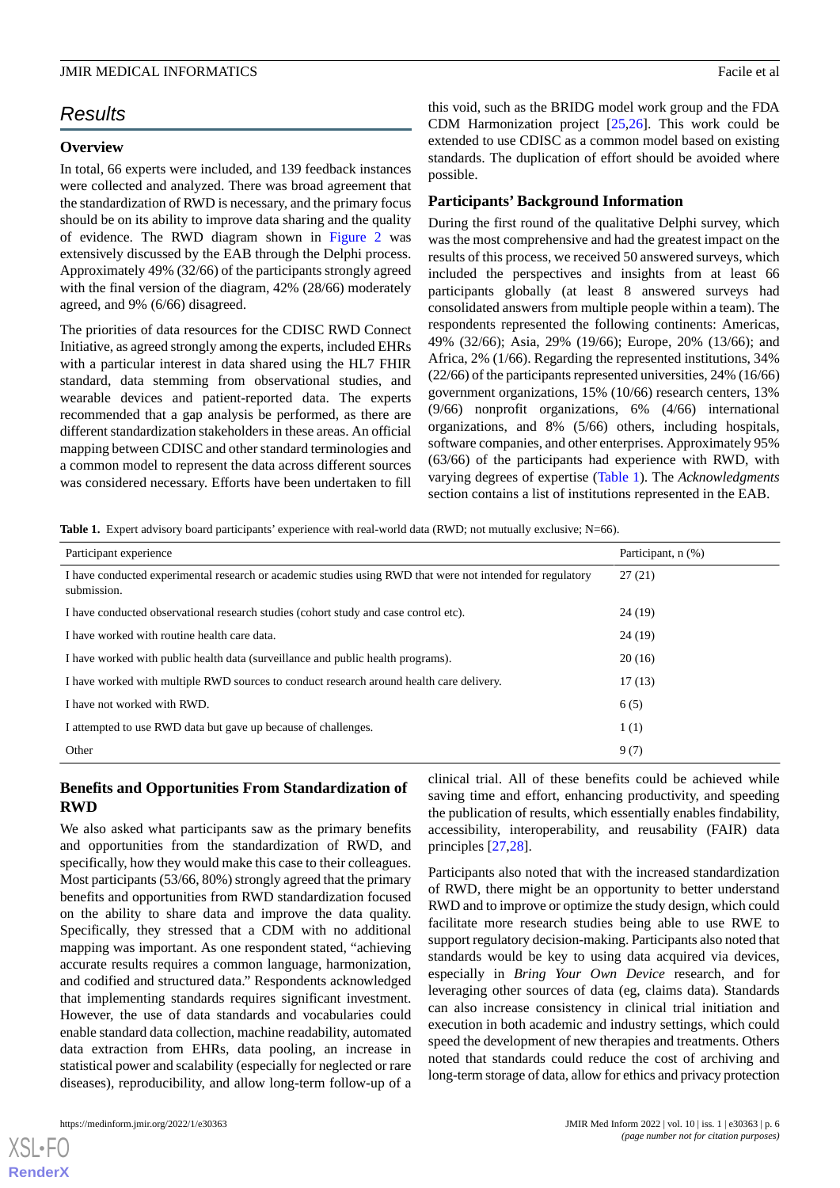## Results

### Overview

In total, 66 experts were included, and 139 feedback instances were collected and analyzed. There was broad agreement that the standardization of RWD is necessary, and the primary focus should be on its ability to improve data sharing and the quality of evidence. The RWD diagram shown in Figure 2 was extensively discussed by the EAB through the Delphi process. Approximately 49% (32/66) of the participants strongly agreed with the final version of the diagram, 42% (28/66) moderately agreed, and 9% (6/66) disagreed.

The priorities of data resources for the CDISC RWD Connect Initiative, as agreed strongly among the experts, included EHRs with a particular interest in data shared using the HL7 FHIR standard, data stemming from observational studies, and wearable devices and patient-reported data. The experts recommended that a gap analysis be performed, as there are different standardization stakeholders in these areas. An official mapping between CDISC and other standard terminologies and a common model to represent the data across different sources was considered necessary. Efforts have been undertaken to fill this void, such as the BRIDG model work group and the FDA CDM Harmonization project [25,26]. This work could be extended to use CDISC as a common model based on existing standards. The duplication of effort should be avoided where possible.

### Participants' Background Information

During the first round of the qualitative Delphi survey, which was the most comprehensive and had the greatest impact on the results of this process, we received 50 answered surveys, which included the perspectives and insights from at least 66 participants globally (at least 8 answered surveys had consolidated answers from multiple people within a team). The respondents represented the following continents: Americas, 49% (32/66); Asia, 29% (19/66); Europe, 20% (13/66); and Africa, 2% (1/66). Regarding the represented institutions, 34% (22/66) of the participants represented universities, 24% (16/66) government organizations, 15% (10/66) research centers, 13% (9/66) nonprofit organizations, 6% (4/66) international organizations, and 8% (5/66) others, including hospitals, software companies, and other enterprises. Approximately 95% (63/66) of the participants had experience with RWD, with varying degrees of expertise (Table 1). The *Acknowledgments* section contains a list of institutions represented in the EAB.

**Table 1.** Expert advisory board participants' experience with real-world data (RWD; not mutually exclusive; N=66).

| Participant experience | Participant, n (%) |
|---|---|
| I have conducted experimental research or academic studies using RWD that were not intended for regulatory submission. | 27 (21) |
| I have conducted observational research studies (cohort study and case control etc). | 24 (19) |
| I have worked with routine health care data. | 24 (19) |
| I have worked with public health data (surveillance and public health programs). | 20 (16) |
| I have worked with multiple RWD sources to conduct research around health care delivery. | 17 (13) |
| I have not worked with RWD. | 6 (5) |
| I attempted to use RWD data but gave up because of challenges. | 1 (1) |
| Other | 9 (7) |

### Benefits and Opportunities From Standardization of RWD

We also asked what participants saw as the primary benefits and opportunities from the standardization of RWD, and specifically, how they would make this case to their colleagues. Most participants (53/66, 80%) strongly agreed that the primary benefits and opportunities from RWD standardization focused on the ability to share data and improve the data quality. Specifically, they stressed that a CDM with no additional mapping was important. As one respondent stated, "achieving accurate results requires a common language, harmonization, and codified and structured data." Respondents acknowledged that implementing standards requires significant investment. However, the use of data standards and vocabularies could enable standard data collection, machine readability, automated data extraction from EHRs, data pooling, an increase in statistical power and scalability (especially for neglected or rare diseases), reproducibility, and allow long-term follow-up of a clinical trial. All of these benefits could be achieved while saving time and effort, enhancing productivity, and speeding the publication of results, which essentially enables findability, accessibility, interoperability, and reusability (FAIR) data principles [27,28].

Participants also noted that with the increased standardization of RWD, there might be an opportunity to better understand RWD and to improve or optimize the study design, which could facilitate more research studies being able to use RWE to support regulatory decision-making. Participants also noted that standards would be key to using data acquired via devices, especially in *Bring Your Own Device* research, and for leveraging other sources of data (eg, claims data). Standards can also increase consistency in clinical trial initiation and execution in both academic and industry settings, which could speed the development of new therapies and treatments. Others noted that standards could reduce the cost of archiving and long-term storage of data, allow for ethics and privacy protection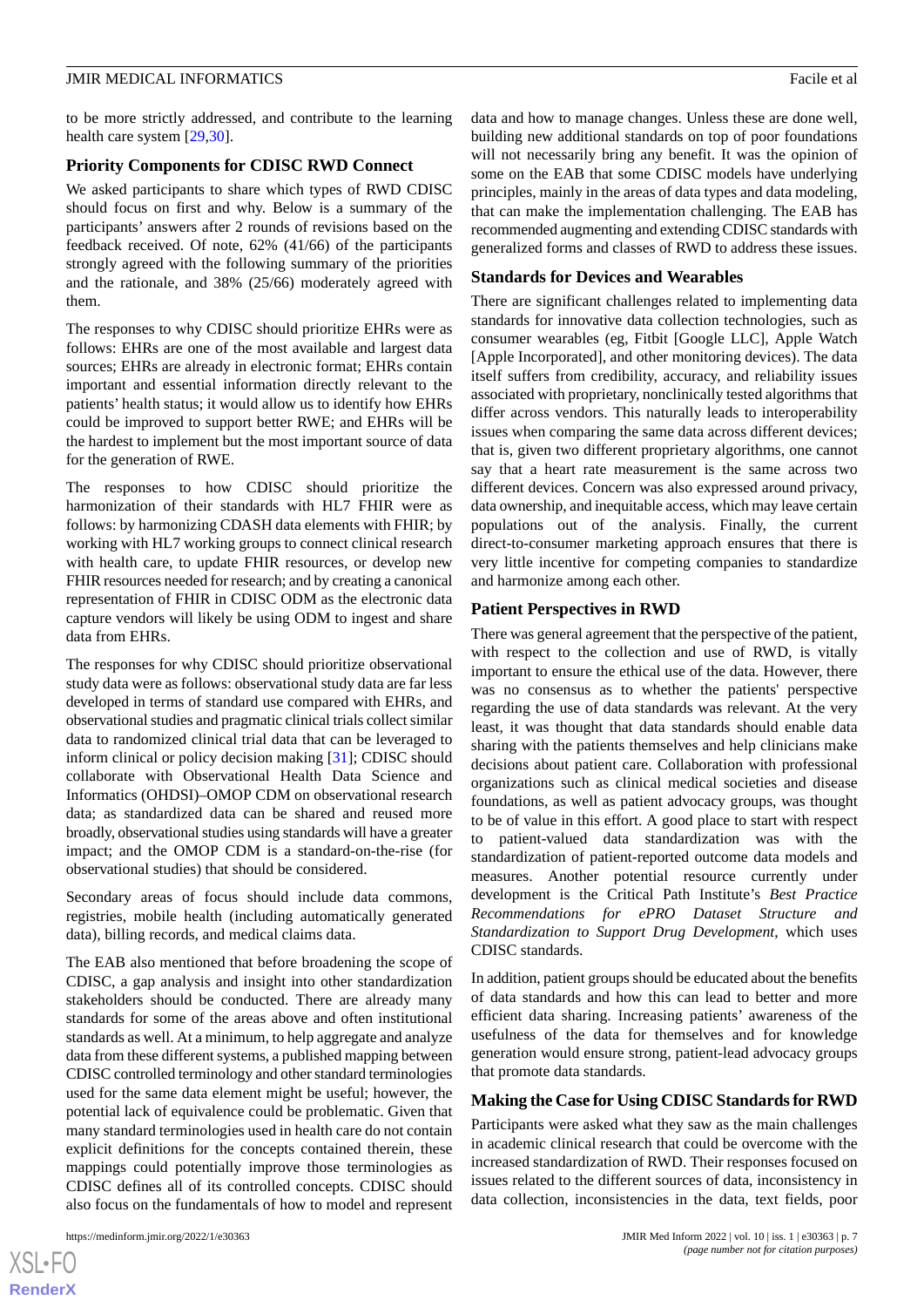to be more strictly addressed, and contribute to the learning health care system [29,30].

### Priority Components for CDISC RWD Connect

We asked participants to share which types of RWD CDISC should focus on first and why. Below is a summary of the participants' answers after 2 rounds of revisions based on the feedback received. Of note, 62% (41/66) of the participants strongly agreed with the following summary of the priorities and the rationale, and 38% (25/66) moderately agreed with them.

The responses to why CDISC should prioritize EHRs were as follows: EHRs are one of the most available and largest data sources; EHRs are already in electronic format; EHRs contain important and essential information directly relevant to the patients' health status; it would allow us to identify how EHRs could be improved to support better RWE; and EHRs will be the hardest to implement but the most important source of data for the generation of RWE.

The responses to how CDISC should prioritize the harmonization of their standards with HL7 FHIR were as follows: by harmonizing CDASH data elements with FHIR; by working with HL7 working groups to connect clinical research with health care, to update FHIR resources, or develop new FHIR resources needed for research; and by creating a canonical representation of FHIR in CDISC ODM as the electronic data capture vendors will likely be using ODM to ingest and share data from EHRs.

The responses for why CDISC should prioritize observational study data were as follows: observational study data are far less developed in terms of standard use compared with EHRs, and observational studies and pragmatic clinical trials collect similar data to randomized clinical trial data that can be leveraged to inform clinical or policy decision making [31]; CDISC should collaborate with Observational Health Data Science and Informatics (OHDSI)–OMOP CDM on observational research data; as standardized data can be shared and reused more broadly, observational studies using standards will have a greater impact; and the OMOP CDM is a standard-on-the-rise (for observational studies) that should be considered.

Secondary areas of focus should include data commons, registries, mobile health (including automatically generated data), billing records, and medical claims data.

The EAB also mentioned that before broadening the scope of CDISC, a gap analysis and insight into other standardization stakeholders should be conducted. There are already many standards for some of the areas above and often institutional standards as well. At a minimum, to help aggregate and analyze data from these different systems, a published mapping between CDISC controlled terminology and other standard terminologies used for the same data element might be useful; however, the potential lack of equivalence could be problematic. Given that many standard terminologies used in health care do not contain explicit definitions for the concepts contained therein, these mappings could potentially improve those terminologies as CDISC defines all of its controlled concepts. CDISC should also focus on the fundamentals of how to model and represent data and how to manage changes. Unless these are done well, building new additional standards on top of poor foundations will not necessarily bring any benefit. It was the opinion of some on the EAB that some CDISC models have underlying principles, mainly in the areas of data types and data modeling, that can make the implementation challenging. The EAB has recommended augmenting and extending CDISC standards with generalized forms and classes of RWD to address these issues.

### Standards for Devices and Wearables

There are significant challenges related to implementing data standards for innovative data collection technologies, such as consumer wearables (eg, Fitbit [Google LLC], Apple Watch [Apple Incorporated], and other monitoring devices). The data itself suffers from credibility, accuracy, and reliability issues associated with proprietary, nonclinically tested algorithms that differ across vendors. This naturally leads to interoperability issues when comparing the same data across different devices; that is, given two different proprietary algorithms, one cannot say that a heart rate measurement is the same across two different devices. Concern was also expressed around privacy, data ownership, and inequitable access, which may leave certain populations out of the analysis. Finally, the current direct-to-consumer marketing approach ensures that there is very little incentive for competing companies to standardize and harmonize among each other.

### Patient Perspectives in RWD

There was general agreement that the perspective of the patient, with respect to the collection and use of RWD, is vitally important to ensure the ethical use of the data. However, there was no consensus as to whether the patients' perspective regarding the use of data standards was relevant. At the very least, it was thought that data standards should enable data sharing with the patients themselves and help clinicians make decisions about patient care. Collaboration with professional organizations such as clinical medical societies and disease foundations, as well as patient advocacy groups, was thought to be of value in this effort. A good place to start with respect to patient-valued data standardization was with the standardization of patient-reported outcome data models and measures. Another potential resource currently under development is the Critical Path Institute's *Best Practice Recommendations for ePRO Dataset Structure and Standardization to Support Drug Development*, which uses CDISC standards.

In addition, patient groups should be educated about the benefits of data standards and how this can lead to better and more efficient data sharing. Increasing patients' awareness of the usefulness of the data for themselves and for knowledge generation would ensure strong, patient-lead advocacy groups that promote data standards.

### Making the Case for Using CDISC Standards for RWD

Participants were asked what they saw as the main challenges in academic clinical research that could be overcome with the increased standardization of RWD. Their responses focused on issues related to the different sources of data, inconsistency in data collection, inconsistencies in the data, text fields, poor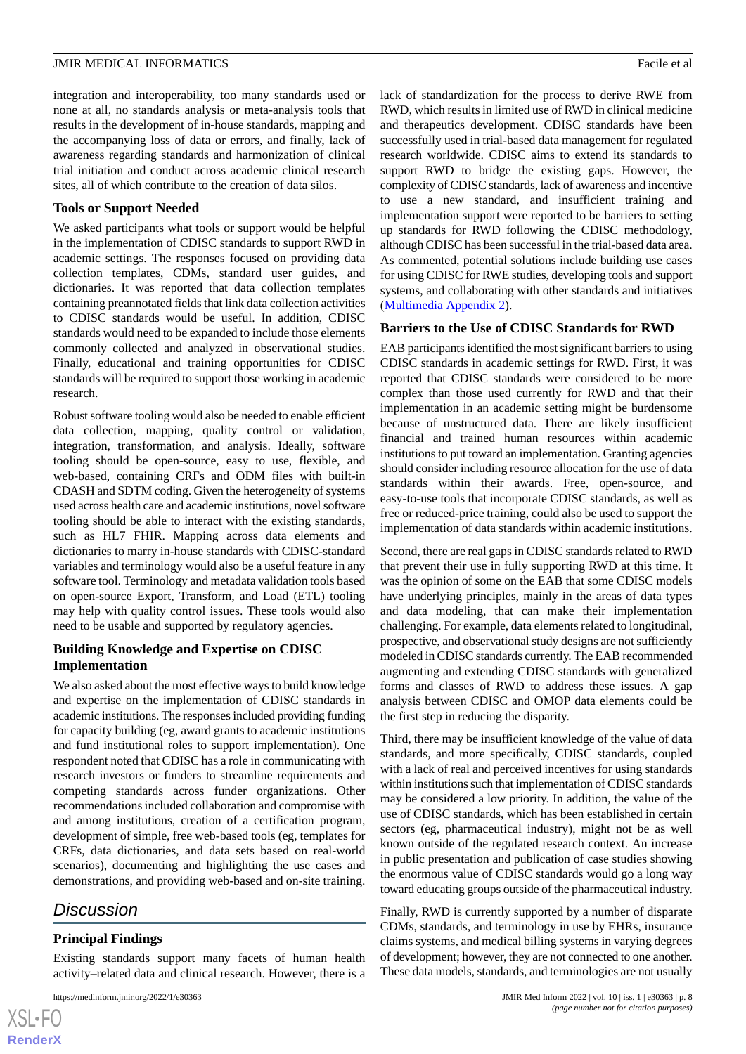integration and interoperability, too many standards used or none at all, no standards analysis or meta-analysis tools that results in the development of in-house standards, mapping and the accompanying loss of data or errors, and finally, lack of awareness regarding standards and harmonization of clinical trial initiation and conduct across academic clinical research sites, all of which contribute to the creation of data silos.

### Tools or Support Needed

We asked participants what tools or support would be helpful in the implementation of CDISC standards to support RWD in academic settings. The responses focused on providing data collection templates, CDMs, standard user guides, and dictionaries. It was reported that data collection templates containing preannotated fields that link data collection activities to CDISC standards would be useful. In addition, CDISC standards would need to be expanded to include those elements commonly collected and analyzed in observational studies. Finally, educational and training opportunities for CDISC standards will be required to support those working in academic research.

Robust software tooling would also be needed to enable efficient data collection, mapping, quality control or validation, integration, transformation, and analysis. Ideally, software tooling should be open-source, easy to use, flexible, and web-based, containing CRFs and ODM files with built-in CDASH and SDTM coding. Given the heterogeneity of systems used across health care and academic institutions, novel software tooling should be able to interact with the existing standards, such as HL7 FHIR. Mapping across data elements and dictionaries to marry in-house standards with CDISC-standard variables and terminology would also be a useful feature in any software tool. Terminology and metadata validation tools based on open-source Export, Transform, and Load (ETL) tooling may help with quality control issues. These tools would also need to be usable and supported by regulatory agencies.

### Building Knowledge and Expertise on CDISC Implementation

We also asked about the most effective ways to build knowledge and expertise on the implementation of CDISC standards in academic institutions. The responses included providing funding for capacity building (eg, award grants to academic institutions and fund institutional roles to support implementation). One respondent noted that CDISC has a role in communicating with research investors or funders to streamline requirements and competing standards across funder organizations. Other recommendations included collaboration and compromise with and among institutions, creation of a certification program, development of simple, free web-based tools (eg, templates for CRFs, data dictionaries, and data sets based on real-world scenarios), documenting and highlighting the use cases and demonstrations, and providing web-based and on-site training.

## Discussion

### Principal Findings

Existing standards support many facets of human health activity–related data and clinical research. However, there is a lack of standardization for the process to derive RWE from RWD, which results in limited use of RWD in clinical medicine and therapeutics development. CDISC standards have been successfully used in trial-based data management for regulated research worldwide. CDISC aims to extend its standards to support RWD to bridge the existing gaps. However, the complexity of CDISC standards, lack of awareness and incentive to use a new standard, and insufficient training and implementation support were reported to be barriers to setting up standards for RWD following the CDISC methodology, although CDISC has been successful in the trial-based data area. As commented, potential solutions include building use cases for using CDISC for RWE studies, developing tools and support systems, and collaborating with other standards and initiatives (Multimedia Appendix 2).

### Barriers to the Use of CDISC Standards for RWD

EAB participants identified the most significant barriers to using CDISC standards in academic settings for RWD. First, it was reported that CDISC standards were considered to be more complex than those used currently for RWD and that their implementation in an academic setting might be burdensome because of unstructured data. There are likely insufficient financial and trained human resources within academic institutions to put toward an implementation. Granting agencies should consider including resource allocation for the use of data standards within their awards. Free, open-source, and easy-to-use tools that incorporate CDISC standards, as well as free or reduced-price training, could also be used to support the implementation of data standards within academic institutions.

Second, there are real gaps in CDISC standards related to RWD that prevent their use in fully supporting RWD at this time. It was the opinion of some on the EAB that some CDISC models have underlying principles, mainly in the areas of data types and data modeling, that can make their implementation challenging. For example, data elements related to longitudinal, prospective, and observational study designs are not sufficiently modeled in CDISC standards currently. The EAB recommended augmenting and extending CDISC standards with generalized forms and classes of RWD to address these issues. A gap analysis between CDISC and OMOP data elements could be the first step in reducing the disparity.

Third, there may be insufficient knowledge of the value of data standards, and more specifically, CDISC standards, coupled with a lack of real and perceived incentives for using standards within institutions such that implementation of CDISC standards may be considered a low priority. In addition, the value of the use of CDISC standards, which has been established in certain sectors (eg, pharmaceutical industry), might not be as well known outside of the regulated research context. An increase in public presentation and publication of case studies showing the enormous value of CDISC standards would go a long way toward educating groups outside of the pharmaceutical industry.

Finally, RWD is currently supported by a number of disparate CDMs, standards, and terminology in use by EHRs, insurance claims systems, and medical billing systems in varying degrees of development; however, they are not connected to one another. These data models, standards, and terminologies are not usually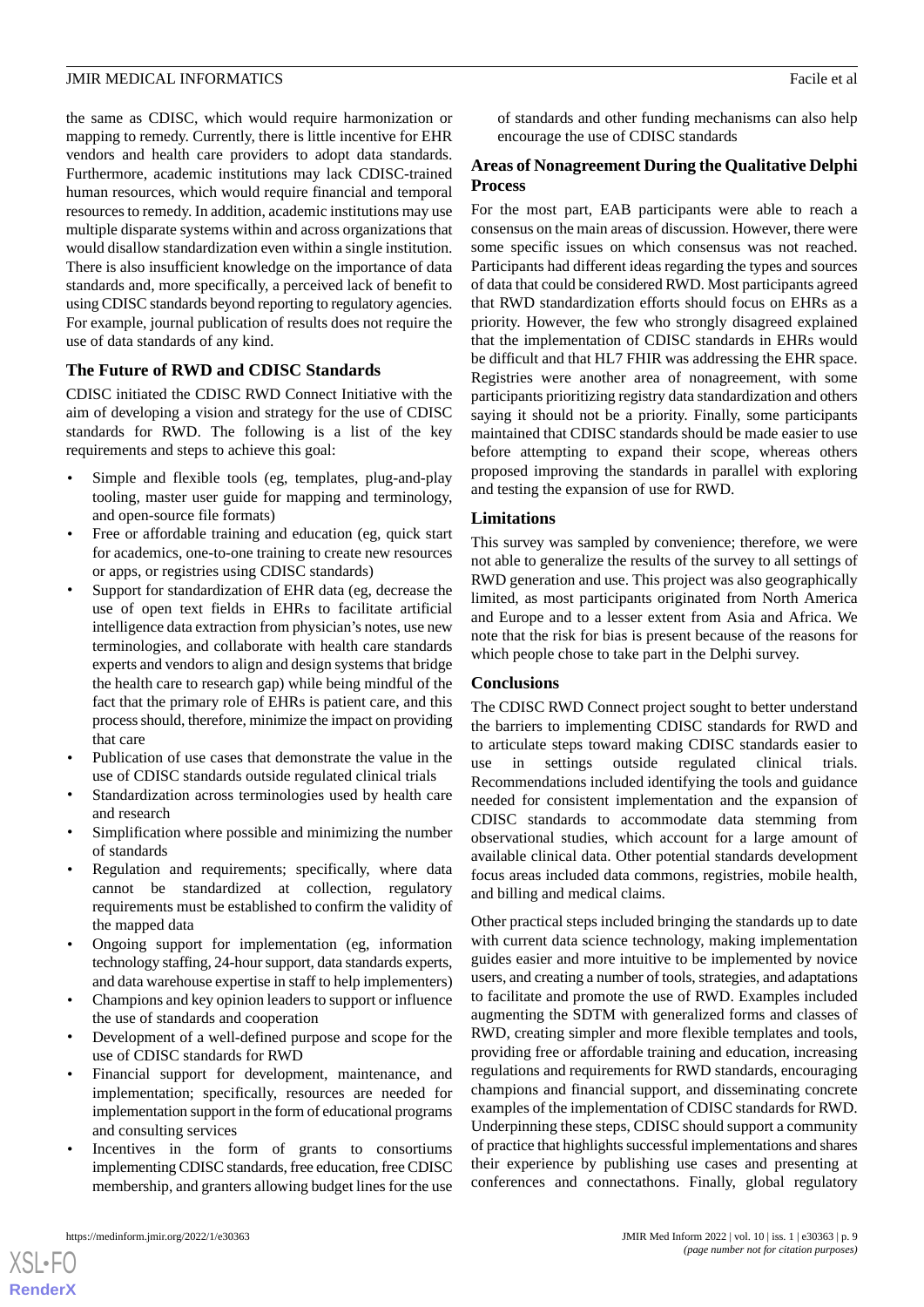the same as CDISC, which would require harmonization or mapping to remedy. Currently, there is little incentive for EHR vendors and health care providers to adopt data standards. Furthermore, academic institutions may lack CDISC-trained human resources, which would require financial and temporal resources to remedy. In addition, academic institutions may use multiple disparate systems within and across organizations that would disallow standardization even within a single institution. There is also insufficient knowledge on the importance of data standards and, more specifically, a perceived lack of benefit to using CDISC standards beyond reporting to regulatory agencies. For example, journal publication of results does not require the use of data standards of any kind.

### The Future of RWD and CDISC Standards

CDISC initiated the CDISC RWD Connect Initiative with the aim of developing a vision and strategy for the use of CDISC standards for RWD. The following is a list of the key requirements and steps to achieve this goal:

- Simple and flexible tools (eg, templates, plug-and-play tooling, master user guide for mapping and terminology, and open-source file formats)
- Free or affordable training and education (eg, quick start for academics, one-to-one training to create new resources or apps, or registries using CDISC standards)
- Support for standardization of EHR data (eg, decrease the use of open text fields in EHRs to facilitate artificial intelligence data extraction from physician's notes, use new terminologies, and collaborate with health care standards experts and vendors to align and design systems that bridge the health care to research gap) while being mindful of the fact that the primary role of EHRs is patient care, and this process should, therefore, minimize the impact on providing that care
- Publication of use cases that demonstrate the value in the use of CDISC standards outside regulated clinical trials
- Standardization across terminologies used by health care and research
- Simplification where possible and minimizing the number of standards
- Regulation and requirements; specifically, where data cannot be standardized at collection, regulatory requirements must be established to confirm the validity of the mapped data
- Ongoing support for implementation (eg, information technology staffing, 24-hour support, data standards experts, and data warehouse expertise in staff to help implementers)
- Champions and key opinion leaders to support or influence the use of standards and cooperation
- Development of a well-defined purpose and scope for the use of CDISC standards for RWD
- Financial support for development, maintenance, and implementation; specifically, resources are needed for implementation support in the form of educational programs and consulting services
- Incentives in the form of grants to consortiums implementing CDISC standards, free education, free CDISC membership, and granters allowing budget lines for the use of standards and other funding mechanisms can also help encourage the use of CDISC standards

### Areas of Nonagreement During the Qualitative Delphi Process

For the most part, EAB participants were able to reach a consensus on the main areas of discussion. However, there were some specific issues on which consensus was not reached. Participants had different ideas regarding the types and sources of data that could be considered RWD. Most participants agreed that RWD standardization efforts should focus on EHRs as a priority. However, the few who strongly disagreed explained that the implementation of CDISC standards in EHRs would be difficult and that HL7 FHIR was addressing the EHR space. Registries were another area of nonagreement, with some participants prioritizing registry data standardization and others saying it should not be a priority. Finally, some participants maintained that CDISC standards should be made easier to use before attempting to expand their scope, whereas others proposed improving the standards in parallel with exploring and testing the expansion of use for RWD.

### Limitations

This survey was sampled by convenience; therefore, we were not able to generalize the results of the survey to all settings of RWD generation and use. This project was also geographically limited, as most participants originated from North America and Europe and to a lesser extent from Asia and Africa. We note that the risk for bias is present because of the reasons for which people chose to take part in the Delphi survey.

### Conclusions

The CDISC RWD Connect project sought to better understand the barriers to implementing CDISC standards for RWD and to articulate steps toward making CDISC standards easier to use in settings outside regulated clinical trials. Recommendations included identifying the tools and guidance needed for consistent implementation and the expansion of CDISC standards to accommodate data stemming from observational studies, which account for a large amount of available clinical data. Other potential standards development focus areas included data commons, registries, mobile health, and billing and medical claims.

Other practical steps included bringing the standards up to date with current data science technology, making implementation guides easier and more intuitive to be implemented by novice users, and creating a number of tools, strategies, and adaptations to facilitate and promote the use of RWD. Examples included augmenting the SDTM with generalized forms and classes of RWD, creating simpler and more flexible templates and tools, providing free or affordable training and education, increasing regulations and requirements for RWD standards, encouraging champions and financial support, and disseminating concrete examples of the implementation of CDISC standards for RWD. Underpinning these steps, CDISC should support a community of practice that highlights successful implementations and shares their experience by publishing use cases and presenting at conferences and connectathons. Finally, global regulatory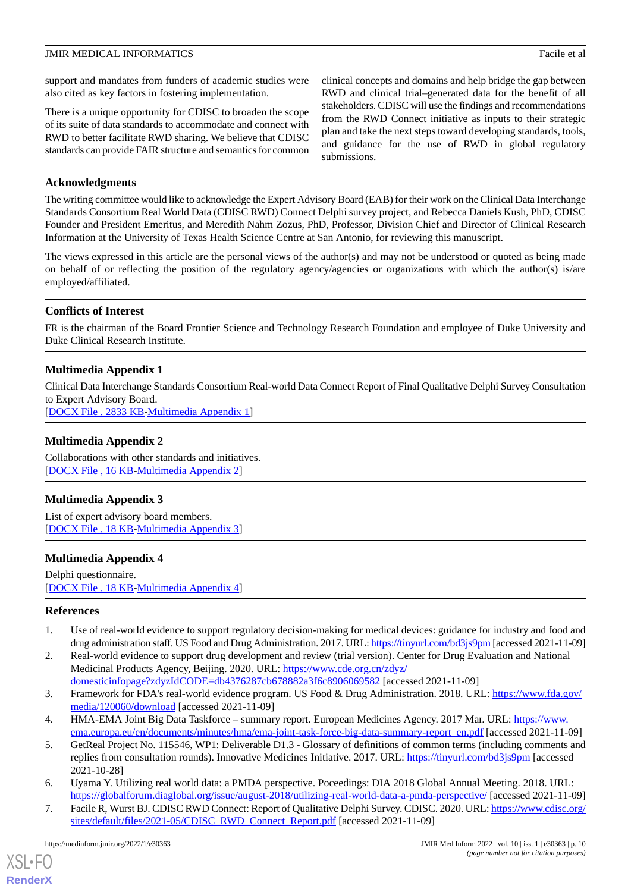support and mandates from funders of academic studies were also cited as key factors in fostering implementation.

There is a unique opportunity for CDISC to broaden the scope of its suite of data standards to accommodate and connect with RWD to better facilitate RWD sharing. We believe that CDISC standards can provide FAIR structure and semantics for common clinical concepts and domains and help bridge the gap between RWD and clinical trial–generated data for the benefit of all stakeholders. CDISC will use the findings and recommendations from the RWD Connect initiative as inputs to their strategic plan and take the next steps toward developing standards, tools, and guidance for the use of RWD in global regulatory submissions.

## Acknowledgments

The writing committee would like to acknowledge the Expert Advisory Board (EAB) for their work on the Clinical Data Interchange Standards Consortium Real World Data (CDISC RWD) Connect Delphi survey project, and Rebecca Daniels Kush, PhD, CDISC Founder and President Emeritus, and Meredith Nahm Zozus, PhD, Professor, Division Chief and Director of Clinical Research Information at the University of Texas Health Science Centre at San Antonio, for reviewing this manuscript.

The views expressed in this article are the personal views of the author(s) and may not be understood or quoted as being made on behalf of or reflecting the position of the regulatory agency/agencies or organizations with which the author(s) is/are employed/affiliated.

## Conflicts of Interest

FR is the chairman of the Board Frontier Science and Technology Research Foundation and employee of Duke University and Duke Clinical Research Institute.

## Multimedia Appendix 1

Clinical Data Interchange Standards Consortium Real-world Data Connect Report of Final Qualitative Delphi Survey Consultation to Expert Advisory Board.
[DOCX File , 2833 KB-Multimedia Appendix 1]

## Multimedia Appendix 2

Collaborations with other standards and initiatives.
[DOCX File , 16 KB-Multimedia Appendix 2]

## Multimedia Appendix 3

List of expert advisory board members.
[DOCX File , 18 KB-Multimedia Appendix 3]

## Multimedia Appendix 4

Delphi questionnaire.
[DOCX File , 18 KB-Multimedia Appendix 4]

## References

1. Use of real-world evidence to support regulatory decision-making for medical devices: guidance for industry and food and drug administration staff. US Food and Drug Administration. 2017. URL: https://tinyurl.com/bd3js9pm [accessed 2021-11-09]
2. Real-world evidence to support drug development and review (trial version). Center for Drug Evaluation and National Medicinal Products Agency, Beijing. 2020. URL: https://www.cde.org.cn/zdyz/domesticinfopage?zdyzIdCODE=db4376287cb678882a3f6c8906069582 [accessed 2021-11-09]
3. Framework for FDA's real-world evidence program. US Food & Drug Administration. 2018. URL: https://www.fda.gov/media/120060/download [accessed 2021-11-09]
4. HMA-EMA Joint Big Data Taskforce – summary report. European Medicines Agency. 2017 Mar. URL: https://www.ema.europa.eu/en/documents/minutes/hma/ema-joint-task-force-big-data-summary-report_en.pdf [accessed 2021-11-09]
5. GetReal Project No. 115546, WP1: Deliverable D1.3 - Glossary of definitions of common terms (including comments and replies from consultation rounds). Innovative Medicines Initiative. 2017. URL: https://tinyurl.com/bd3js9pm [accessed 2021-10-28]
6. Uyama Y. Utilizing real world data: a PMDA perspective. Poceedings: DIA 2018 Global Annual Meeting. 2018. URL: https://globalforum.diaglobal.org/issue/august-2018/utilizing-real-world-data-a-pmda-perspective/ [accessed 2021-11-09]
7. Facile R, Wurst BJ. CDISC RWD Connect: Report of Qualitative Delphi Survey. CDISC. 2020. URL: https://www.cdisc.org/sites/default/files/2021-05/CDISC_RWD_Connect_Report.pdf [accessed 2021-11-09]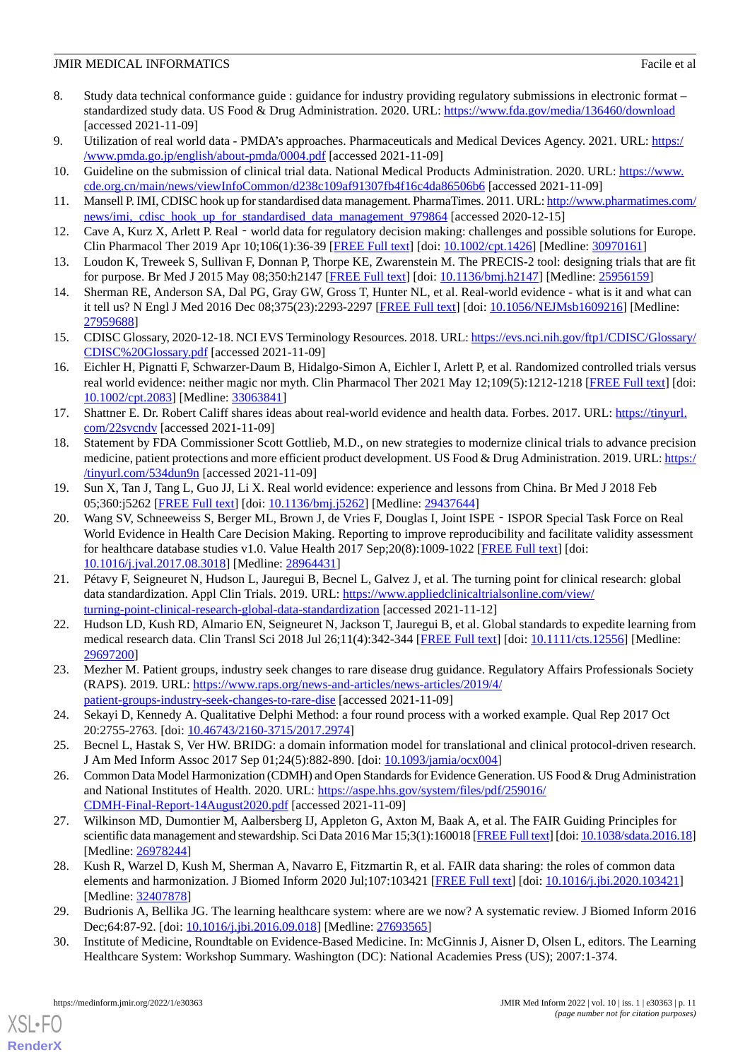8. Study data technical conformance guide : guidance for industry providing regulatory submissions in electronic format – standardized study data. US Food & Drug Administration. 2020. URL: https://www.fda.gov/media/136460/download [accessed 2021-11-09]
9. Utilization of real world data - PMDA's approaches. Pharmaceuticals and Medical Devices Agency. 2021. URL: https://www.pmda.go.jp/english/about-pmda/0004.pdf [accessed 2021-11-09]
10. Guideline on the submission of clinical trial data. National Medical Products Administration. 2020. URL: https://www.cde.org.cn/main/news/viewInfoCommon/d238c109af91307fb4f16c4da86506b6 [accessed 2021-11-09]
11. Mansell P. IMI, CDISC hook up for standardised data management. PharmaTimes. 2011. URL: http://www.pharmatimes.com/news/imi,_cdisc_hook_up_for_standardised_data_management_979864 [accessed 2020-12-15]
12. Cave A, Kurz X, Arlett P. Real‐world data for regulatory decision making: challenges and possible solutions for Europe. Clin Pharmacol Ther 2019 Apr 10;106(1):36-39 [FREE Full text] [doi: 10.1002/cpt.1426] [Medline: 30970161]
13. Loudon K, Treweek S, Sullivan F, Donnan P, Thorpe KE, Zwarenstein M. The PRECIS-2 tool: designing trials that are fit for purpose. Br Med J 2015 May 08;350:h2147 [FREE Full text] [doi: 10.1136/bmj.h2147] [Medline: 25956159]
14. Sherman RE, Anderson SA, Dal PG, Gray GW, Gross T, Hunter NL, et al. Real-world evidence - what is it and what can it tell us? N Engl J Med 2016 Dec 08;375(23):2293-2297 [FREE Full text] [doi: 10.1056/NEJMsb1609216] [Medline: 27959688]
15. CDISC Glossary, 2020-12-18. NCI EVS Terminology Resources. 2018. URL: https://evs.nci.nih.gov/ftp1/CDISC/Glossary/CDISC%20Glossary.pdf [accessed 2021-11-09]
16. Eichler H, Pignatti F, Schwarzer-Daum B, Hidalgo-Simon A, Eichler I, Arlett P, et al. Randomized controlled trials versus real world evidence: neither magic nor myth. Clin Pharmacol Ther 2021 May 12;109(5):1212-1218 [FREE Full text] [doi: 10.1002/cpt.2083] [Medline: 33063841]
17. Shattner E. Dr. Robert Califf shares ideas about real-world evidence and health data. Forbes. 2017. URL: https://tinyurl.com/22svcndv [accessed 2021-11-09]
18. Statement by FDA Commissioner Scott Gottlieb, M.D., on new strategies to modernize clinical trials to advance precision medicine, patient protections and more efficient product development. US Food & Drug Administration. 2019. URL: https://tinyurl.com/534dun9n [accessed 2021-11-09]
19. Sun X, Tan J, Tang L, Guo JJ, Li X. Real world evidence: experience and lessons from China. Br Med J 2018 Feb 05;360:j5262 [FREE Full text] [doi: 10.1136/bmj.j5262] [Medline: 29437644]
20. Wang SV, Schneeweiss S, Berger ML, Brown J, de Vries F, Douglas I, Joint ISPE‐ISPOR Special Task Force on Real World Evidence in Health Care Decision Making. Reporting to improve reproducibility and facilitate validity assessment for healthcare database studies v1.0. Value Health 2017 Sep;20(8):1009-1022 [FREE Full text] [doi: 10.1016/j.jval.2017.08.3018] [Medline: 28964431]
21. Pétavy F, Seigneuret N, Hudson L, Jauregui B, Becnel L, Galvez J, et al. The turning point for clinical research: global data standardization. Appl Clin Trials. 2019. URL: https://www.appliedclinicaltrialsonline.com/view/turning-point-clinical-research-global-data-standardization [accessed 2021-11-12]
22. Hudson LD, Kush RD, Almario EN, Seigneuret N, Jackson T, Jauregui B, et al. Global standards to expedite learning from medical research data. Clin Transl Sci 2018 Jul 26;11(4):342-344 [FREE Full text] [doi: 10.1111/cts.12556] [Medline: 29697200]
23. Mezher M. Patient groups, industry seek changes to rare disease drug guidance. Regulatory Affairs Professionals Society (RAPS). 2019. URL: https://www.raps.org/news-and-articles/news-articles/2019/4/patient-groups-industry-seek-changes-to-rare-dise [accessed 2021-11-09]
24. Sekayi D, Kennedy A. Qualitative Delphi Method: a four round process with a worked example. Qual Rep 2017 Oct 20:2755-2763. [doi: 10.46743/2160-3715/2017.2974]
25. Becnel L, Hastak S, Ver HW. BRIDG: a domain information model for translational and clinical protocol-driven research. J Am Med Inform Assoc 2017 Sep 01;24(5):882-890. [doi: 10.1093/jamia/ocx004]
26. Common Data Model Harmonization (CDMH) and Open Standards for Evidence Generation. US Food & Drug Administration and National Institutes of Health. 2020. URL: https://aspe.hhs.gov/system/files/pdf/259016/CDMH-Final-Report-14August2020.pdf [accessed 2021-11-09]
27. Wilkinson MD, Dumontier M, Aalbersberg IJ, Appleton G, Axton M, Baak A, et al. The FAIR Guiding Principles for scientific data management and stewardship. Sci Data 2016 Mar 15;3(1):160018 [FREE Full text] [doi: 10.1038/sdata.2016.18] [Medline: 26978244]
28. Kush R, Warzel D, Kush M, Sherman A, Navarro E, Fitzmartin R, et al. FAIR data sharing: the roles of common data elements and harmonization. J Biomed Inform 2020 Jul;107:103421 [FREE Full text] [doi: 10.1016/j.jbi.2020.103421] [Medline: 32407878]
29. Budrionis A, Bellika JG. The learning healthcare system: where are we now? A systematic review. J Biomed Inform 2016 Dec;64:87-92. [doi: 10.1016/j.jbi.2016.09.018] [Medline: 27693565]
30. Institute of Medicine, Roundtable on Evidence-Based Medicine. In: McGinnis J, Aisner D, Olsen L, editors. The Learning Healthcare System: Workshop Summary. Washington (DC): National Academies Press (US); 2007:1-374.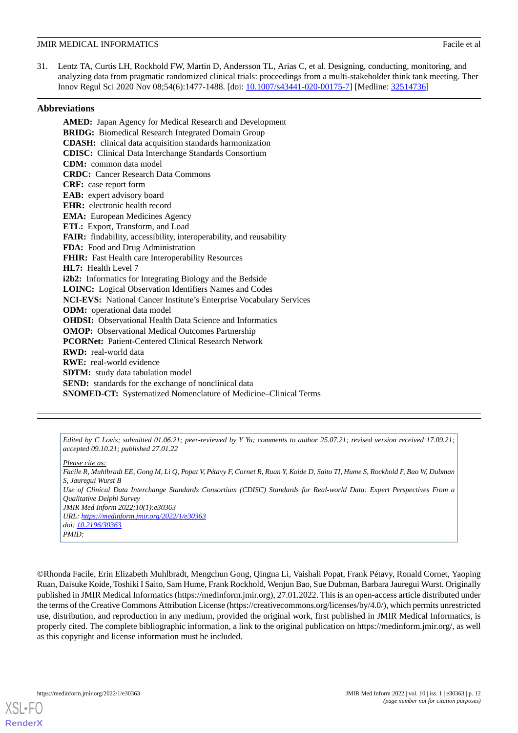31. Lentz TA, Curtis LH, Rockhold FW, Martin D, Andersson TL, Arias C, et al. Designing, conducting, monitoring, and analyzing data from pragmatic randomized clinical trials: proceedings from a multi-stakeholder think tank meeting. Ther Innov Regul Sci 2020 Nov 08;54(6):1477-1488. [doi: 10.1007/s43441-020-00175-7] [Medline: 32514736]

## Abbreviations

**AMED:** Japan Agency for Medical Research and Development
**BRIDG:** Biomedical Research Integrated Domain Group
**CDASH:** clinical data acquisition standards harmonization
**CDISC:** Clinical Data Interchange Standards Consortium
**CDM:** common data model
**CRDC:** Cancer Research Data Commons
**CRF:** case report form
**EAB:** expert advisory board
**EHR:** electronic health record
**EMA:** European Medicines Agency
**ETL:** Export, Transform, and Load
**FAIR:** findability, accessibility, interoperability, and reusability
**FDA:** Food and Drug Administration
**FHIR:** Fast Health care Interoperability Resources
**HL7:** Health Level 7
**i2b2:** Informatics for Integrating Biology and the Bedside
**LOINC:** Logical Observation Identifiers Names and Codes
**NCI-EVS:** National Cancer Institute's Enterprise Vocabulary Services
**ODM:** operational data model
**OHDSI:** Observational Health Data Science and Informatics
**OMOP:** Observational Medical Outcomes Partnership
**PCORNet:** Patient-Centered Clinical Research Network
**RWD:** real-world data
**RWE:** real-world evidence
**SDTM:** study data tabulation model
**SEND:** standards for the exchange of nonclinical data
**SNOMED-CT:** Systematized Nomenclature of Medicine–Clinical Terms

*Edited by C Lovis; submitted 01.06.21; peer-reviewed by Y Yu; comments to author 25.07.21; revised version received 17.09.21; accepted 09.10.21; published 27.01.22*

*Please cite as:*
*Facile R, Muhlbradt EE, Gong M, Li Q, Popat V, Pétavy F, Cornet R, Ruan Y, Koide D, Saito TI, Hume S, Rockhold F, Bao W, Dubman S, Jauregui Wurst B*
*Use of Clinical Data Interchange Standards Consortium (CDISC) Standards for Real-world Data: Expert Perspectives From a Qualitative Delphi Survey*
*JMIR Med Inform 2022;10(1):e30363*
*URL: https://medinform.jmir.org/2022/1/e30363*
*doi: 10.2196/30363*
*PMID:*

©Rhonda Facile, Erin Elizabeth Muhlbradt, Mengchun Gong, Qingna Li, Vaishali Popat, Frank Pétavy, Ronald Cornet, Yaoping Ruan, Daisuke Koide, Toshiki I Saito, Sam Hume, Frank Rockhold, Wenjun Bao, Sue Dubman, Barbara Jauregui Wurst. Originally published in JMIR Medical Informatics (https://medinform.jmir.org), 27.01.2022. This is an open-access article distributed under the terms of the Creative Commons Attribution License (https://creativecommons.org/licenses/by/4.0/), which permits unrestricted use, distribution, and reproduction in any medium, provided the original work, first published in JMIR Medical Informatics, is properly cited. The complete bibliographic information, a link to the original publication on https://medinform.jmir.org/, as well as this copyright and license information must be included.